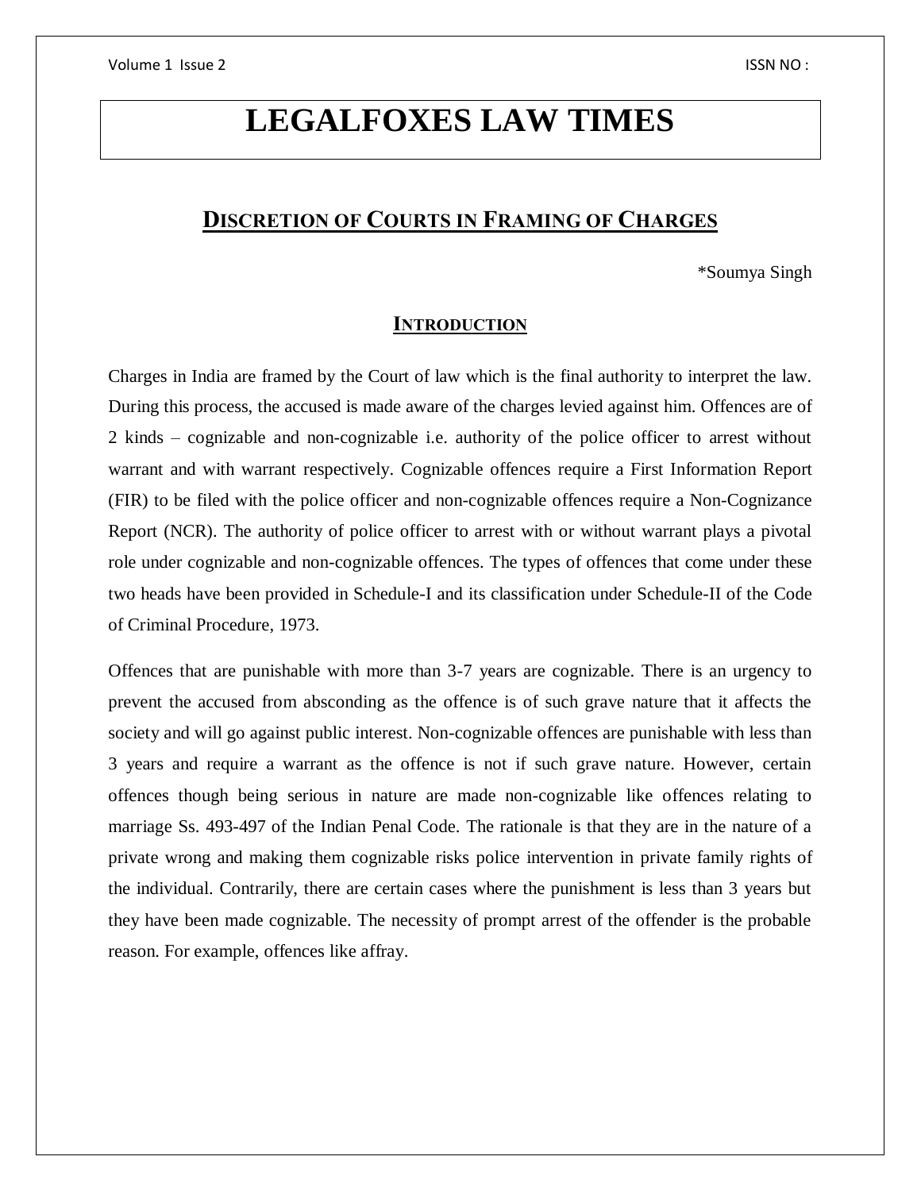# LEGALFOXES LAW TIMES

## DISCRETION OF COURTS IN FRAMING OF CHARGES

*Soumya Singh

### INTRODUCTION

Charges in India are framed by the Court of law which is the final authority to interpret the law. During this process, the accused is made aware of the charges levied against him. Offences are of 2 kinds – cognizable and non-cognizable i.e. authority of the police officer to arrest without warrant and with warrant respectively. Cognizable offences require a First Information Report (FIR) to be filed with the police officer and non-cognizable offences require a Non-Cognizance Report (NCR). The authority of police officer to arrest with or without warrant plays a pivotal role under cognizable and non-cognizable offences. The types of offences that come under these two heads have been provided in Schedule-I and its classification under Schedule-II of the Code of Criminal Procedure, 1973.

Offences that are punishable with more than 3-7 years are cognizable. There is an urgency to prevent the accused from absconding as the offence is of such grave nature that it affects the society and will go against public interest. Non-cognizable offences are punishable with less than 3 years and require a warrant as the offence is not if such grave nature. However, certain offences though being serious in nature are made non-cognizable like offences relating to marriage Ss. 493-497 of the Indian Penal Code. The rationale is that they are in the nature of a private wrong and making them cognizable risks police intervention in private family rights of the individual. Contrarily, there are certain cases where the punishment is less than 3 years but they have been made cognizable. The necessity of prompt arrest of the offender is the probable reason. For example, offences like affray.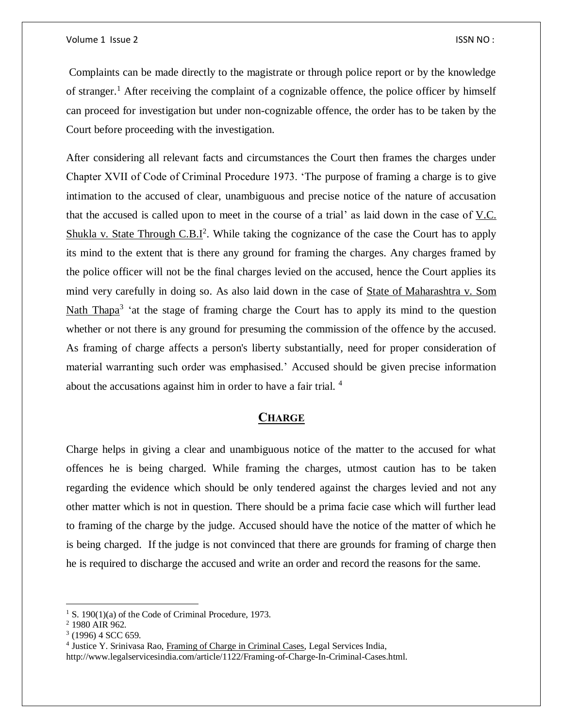Complaints can be made directly to the magistrate or through police report or by the knowledge of stranger.[1] After receiving the complaint of a cognizable offence, the police officer by himself can proceed for investigation but under non-cognizable offence, the order has to be taken by the Court before proceeding with the investigation.

After considering all relevant facts and circumstances the Court then frames the charges under Chapter XVII of Code of Criminal Procedure 1973. 'The purpose of framing a charge is to give intimation to the accused of clear, unambiguous and precise notice of the nature of accusation that the accused is called upon to meet in the course of a trial' as laid down in the case of V.C. Shukla v. State Through C.B.I[2]. While taking the cognizance of the case the Court has to apply its mind to the extent that is there any ground for framing the charges. Any charges framed by the police officer will not be the final charges levied on the accused, hence the Court applies its mind very carefully in doing so. As also laid down in the case of State of Maharashtra v. Som Nath Thapa[3] 'at the stage of framing charge the Court has to apply its mind to the question whether or not there is any ground for presuming the commission of the offence by the accused. As framing of charge affects a person's liberty substantially, need for proper consideration of material warranting such order was emphasised.' Accused should be given precise information about the accusations against him in order to have a fair trial. [4]

## CHARGE

Charge helps in giving a clear and unambiguous notice of the matter to the accused for what offences he is being charged. While framing the charges, utmost caution has to be taken regarding the evidence which should be only tendered against the charges levied and not any other matter which is not in question. There should be a prima facie case which will further lead to framing of the charge by the judge. Accused should have the notice of the matter of which he is being charged. If the judge is not convinced that there are grounds for framing of charge then he is required to discharge the accused and write an order and record the reasons for the same.

---

[1] S. 190(1)(a) of the Code of Criminal Procedure, 1973.

[2] 1980 AIR 962.

[3] (1996) 4 SCC 659.

[4] Justice Y. Srinivasa Rao, Framing of Charge in Criminal Cases, Legal Services India, http://www.legalservicesindia.com/article/1122/Framing-of-Charge-In-Criminal-Cases.html.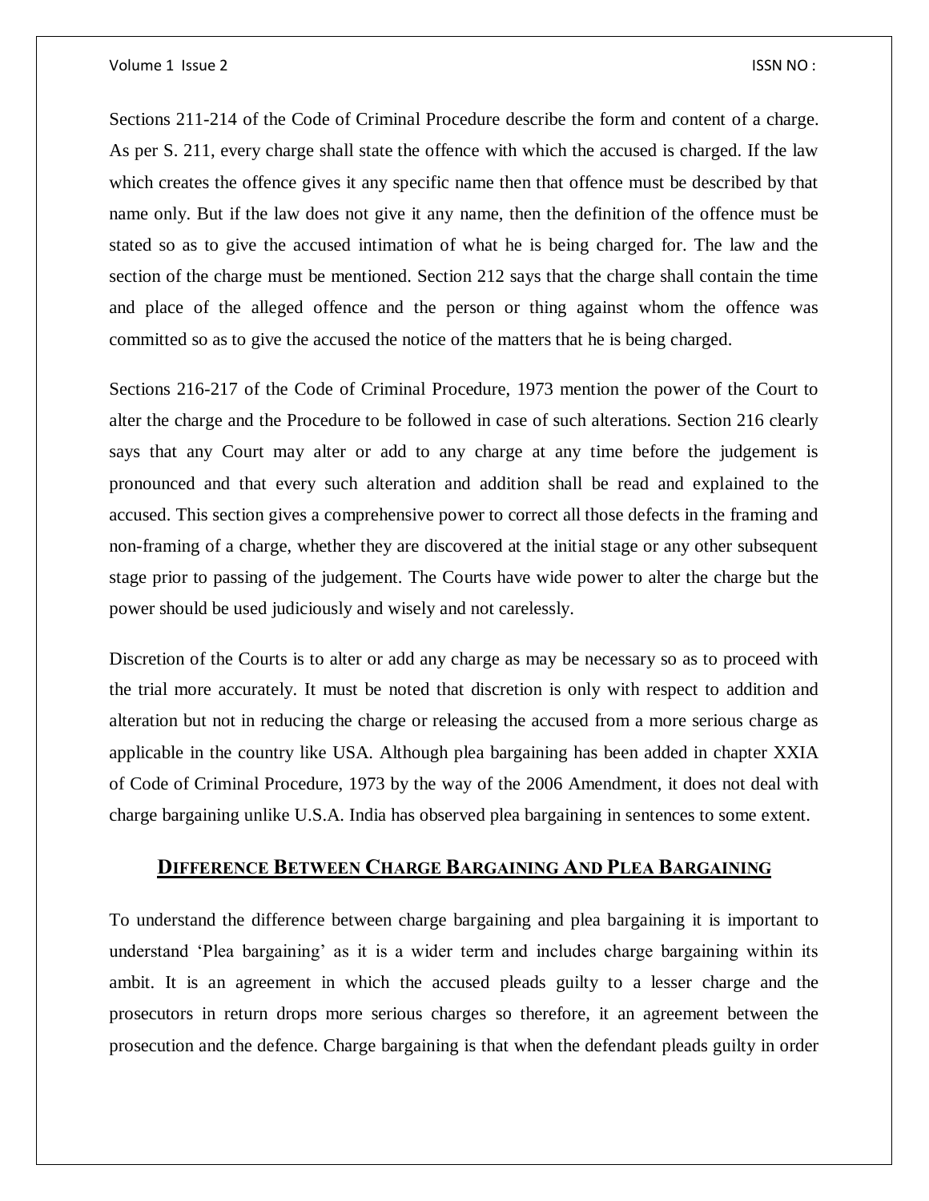Sections 211-214 of the Code of Criminal Procedure describe the form and content of a charge. As per S. 211, every charge shall state the offence with which the accused is charged. If the law which creates the offence gives it any specific name then that offence must be described by that name only. But if the law does not give it any name, then the definition of the offence must be stated so as to give the accused intimation of what he is being charged for. The law and the section of the charge must be mentioned. Section 212 says that the charge shall contain the time and place of the alleged offence and the person or thing against whom the offence was committed so as to give the accused the notice of the matters that he is being charged.

Sections 216-217 of the Code of Criminal Procedure, 1973 mention the power of the Court to alter the charge and the Procedure to be followed in case of such alterations. Section 216 clearly says that any Court may alter or add to any charge at any time before the judgement is pronounced and that every such alteration and addition shall be read and explained to the accused. This section gives a comprehensive power to correct all those defects in the framing and non-framing of a charge, whether they are discovered at the initial stage or any other subsequent stage prior to passing of the judgement. The Courts have wide power to alter the charge but the power should be used judiciously and wisely and not carelessly.

Discretion of the Courts is to alter or add any charge as may be necessary so as to proceed with the trial more accurately. It must be noted that discretion is only with respect to addition and alteration but not in reducing the charge or releasing the accused from a more serious charge as applicable in the country like USA. Although plea bargaining has been added in chapter XXIA of Code of Criminal Procedure, 1973 by the way of the 2006 Amendment, it does not deal with charge bargaining unlike U.S.A. India has observed plea bargaining in sentences to some extent.

## Difference Between Charge Bargaining And Plea Bargaining

To understand the difference between charge bargaining and plea bargaining it is important to understand 'Plea bargaining' as it is a wider term and includes charge bargaining within its ambit. It is an agreement in which the accused pleads guilty to a lesser charge and the prosecutors in return drops more serious charges so therefore, it an agreement between the prosecution and the defence. Charge bargaining is that when the defendant pleads guilty in order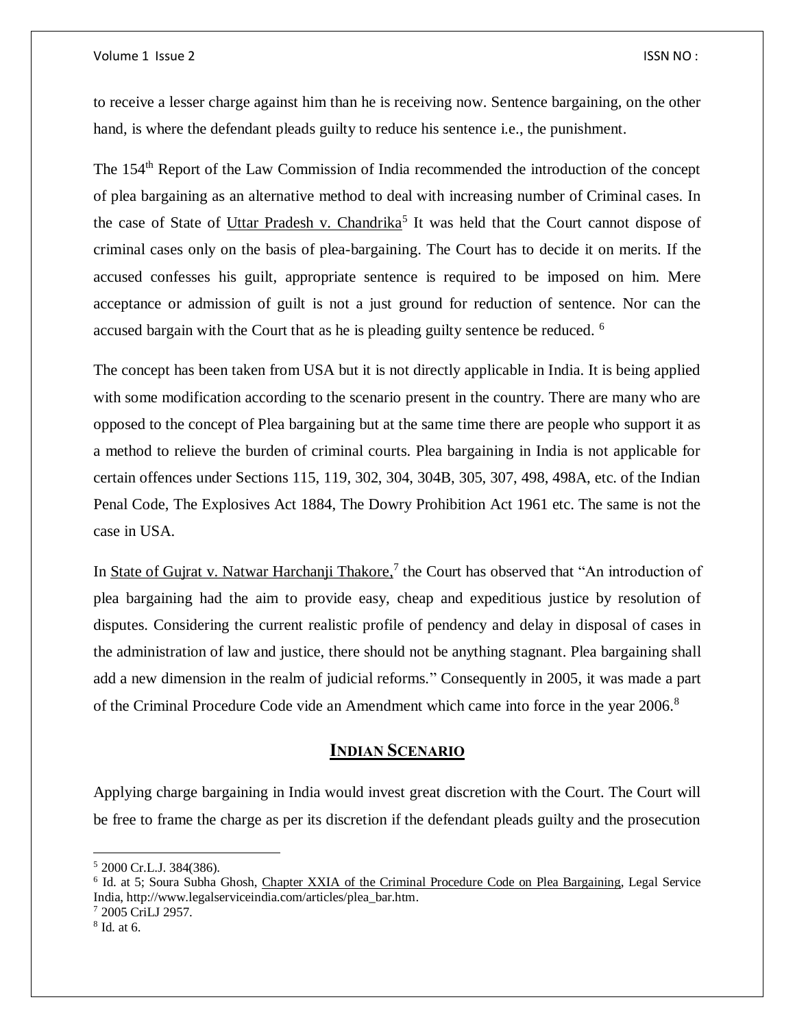to receive a lesser charge against him than he is receiving now. Sentence bargaining, on the other hand, is where the defendant pleads guilty to reduce his sentence i.e., the punishment.

The 154$^{th}$ Report of the Law Commission of India recommended the introduction of the concept of plea bargaining as an alternative method to deal with increasing number of Criminal cases. In the case of State of Uttar Pradesh v. Chandrika[5] It was held that the Court cannot dispose of criminal cases only on the basis of plea-bargaining. The Court has to decide it on merits. If the accused confesses his guilt, appropriate sentence is required to be imposed on him. Mere acceptance or admission of guilt is not a just ground for reduction of sentence. Nor can the accused bargain with the Court that as he is pleading guilty sentence be reduced. [6]

The concept has been taken from USA but it is not directly applicable in India. It is being applied with some modification according to the scenario present in the country. There are many who are opposed to the concept of Plea bargaining but at the same time there are people who support it as a method to relieve the burden of criminal courts. Plea bargaining in India is not applicable for certain offences under Sections 115, 119, 302, 304, 304B, 305, 307, 498, 498A, etc. of the Indian Penal Code, The Explosives Act 1884, The Dowry Prohibition Act 1961 etc. The same is not the case in USA.

In State of Gujrat v. Natwar Harchanji Thakore,[7] the Court has observed that "An introduction of plea bargaining had the aim to provide easy, cheap and expeditious justice by resolution of disputes. Considering the current realistic profile of pendency and delay in disposal of cases in the administration of law and justice, there should not be anything stagnant. Plea bargaining shall add a new dimension in the realm of judicial reforms." Consequently in 2005, it was made a part of the Criminal Procedure Code vide an Amendment which came into force in the year 2006.[8]

## INDIAN SCENARIO

Applying charge bargaining in India would invest great discretion with the Court. The Court will be free to frame the charge as per its discretion if the defendant pleads guilty and the prosecution

---

[5] 2000 Cr.L.J. 384(386).

[6] Id. at 5; Soura Subha Ghosh, Chapter XXIA of the Criminal Procedure Code on Plea Bargaining, Legal Service India, http://www.legalserviceindia.com/articles/plea_bar.htm.

[7] 2005 CriLJ 2957.

[8] Id. at 6.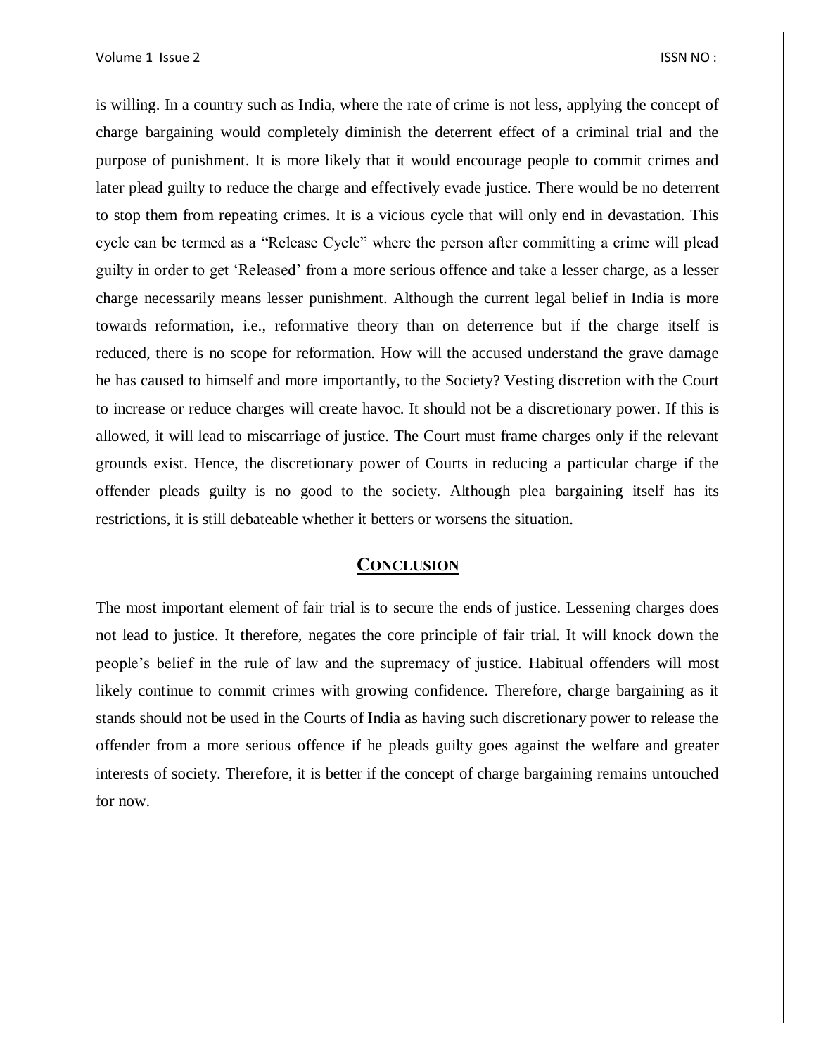is willing. In a country such as India, where the rate of crime is not less, applying the concept of charge bargaining would completely diminish the deterrent effect of a criminal trial and the purpose of punishment. It is more likely that it would encourage people to commit crimes and later plead guilty to reduce the charge and effectively evade justice. There would be no deterrent to stop them from repeating crimes. It is a vicious cycle that will only end in devastation. This cycle can be termed as a "Release Cycle" where the person after committing a crime will plead guilty in order to get 'Released' from a more serious offence and take a lesser charge, as a lesser charge necessarily means lesser punishment. Although the current legal belief in India is more towards reformation, i.e., reformative theory than on deterrence but if the charge itself is reduced, there is no scope for reformation. How will the accused understand the grave damage he has caused to himself and more importantly, to the Society? Vesting discretion with the Court to increase or reduce charges will create havoc. It should not be a discretionary power. If this is allowed, it will lead to miscarriage of justice. The Court must frame charges only if the relevant grounds exist. Hence, the discretionary power of Courts in reducing a particular charge if the offender pleads guilty is no good to the society. Although plea bargaining itself has its restrictions, it is still debateable whether it betters or worsens the situation.

## CONCLUSION

The most important element of fair trial is to secure the ends of justice. Lessening charges does not lead to justice. It therefore, negates the core principle of fair trial. It will knock down the people's belief in the rule of law and the supremacy of justice. Habitual offenders will most likely continue to commit crimes with growing confidence. Therefore, charge bargaining as it stands should not be used in the Courts of India as having such discretionary power to release the offender from a more serious offence if he pleads guilty goes against the welfare and greater interests of society. Therefore, it is better if the concept of charge bargaining remains untouched for now.